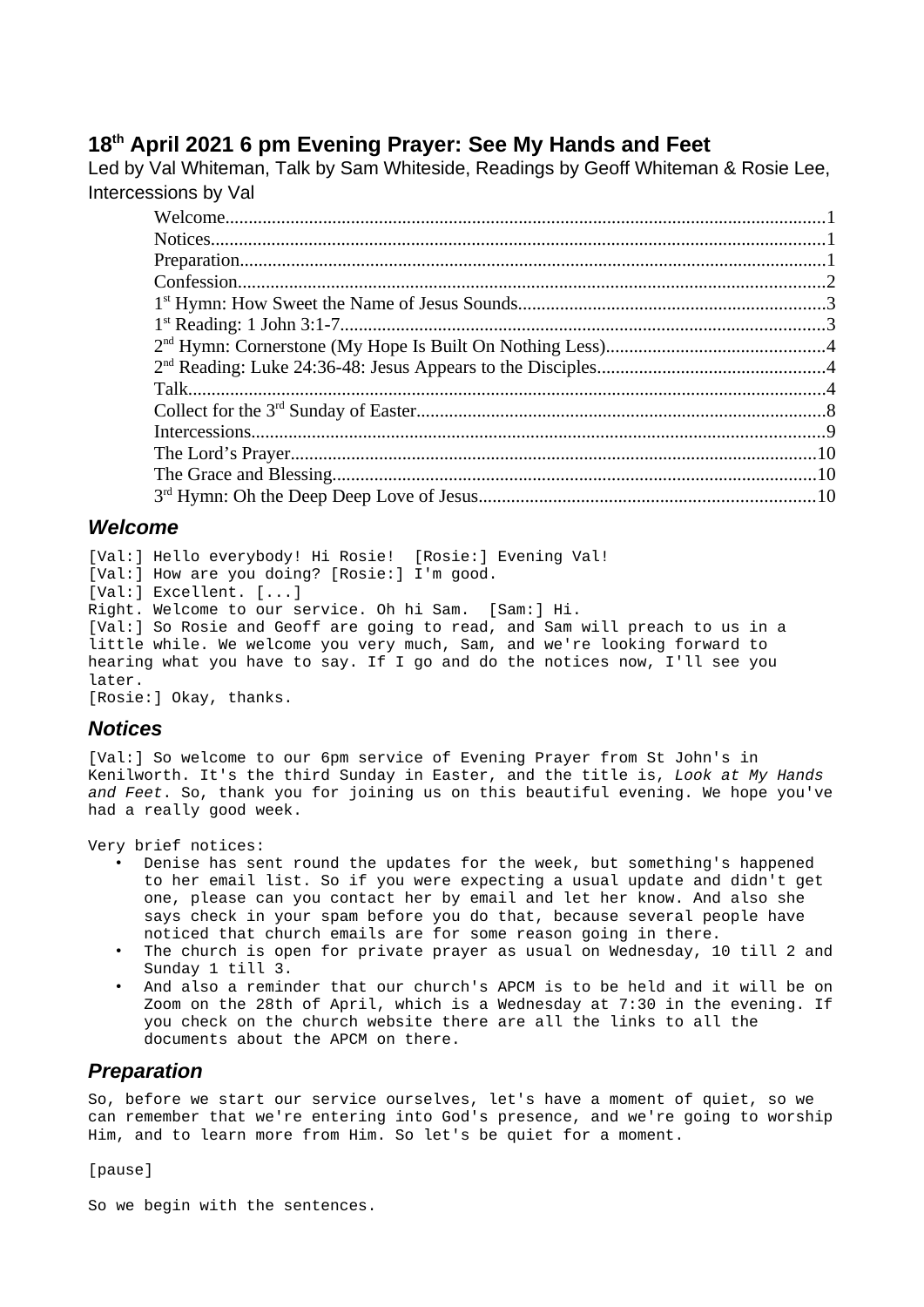# 18th April 2021 6 pm Evening Prayer: See My Hands and Feet

Led by Val Whiteman, Talk by Sam Whiteside, Readings by Geoff Whiteman & Rosie Lee, Intercessions by Val

- Welcome....1
- Notices....1
- Preparation....1
- Confession....2
- 1st Hymn: How Sweet the Name of Jesus Sounds....3
- 1st Reading: 1 John 3:1-7....3
- 2nd Hymn: Cornerstone (My Hope Is Built On Nothing Less)....4
- 2nd Reading: Luke 24:36-48: Jesus Appears to the Disciples....4
- Talk....4
- Collect for the 3rd Sunday of Easter....8
- Intercessions....9
- The Lord's Prayer....10
- The Grace and Blessing....10
- 3rd Hymn: Oh the Deep Deep Love of Jesus....10

## *Welcome*

[Val:] Hello everybody! Hi Rosie! [Rosie:] Evening Val!
[Val:] How are you doing? [Rosie:] I'm good.
[Val:] Excellent. [...]
Right. Welcome to our service. Oh hi Sam. [Sam:] Hi.
[Val:] So Rosie and Geoff are going to read, and Sam will preach to us in a little while. We welcome you very much, Sam, and we're looking forward to hearing what you have to say. If I go and do the notices now, I'll see you later.
[Rosie:] Okay, thanks.

## *Notices*

[Val:] So welcome to our 6pm service of Evening Prayer from St John's in Kenilworth. It's the third Sunday in Easter, and the title is, *Look at My Hands and Feet*. So, thank you for joining us on this beautiful evening. We hope you've had a really good week.

Very brief notices:

- Denise has sent round the updates for the week, but something's happened to her email list. So if you were expecting a usual update and didn't get one, please can you contact her by email and let her know. And also she says check in your spam before you do that, because several people have noticed that church emails are for some reason going in there.
- The church is open for private prayer as usual on Wednesday, 10 till 2 and Sunday 1 till 3.
- And also a reminder that our church's APCM is to be held and it will be on Zoom on the 28th of April, which is a Wednesday at 7:30 in the evening. If you check on the church website there are all the links to all the documents about the APCM on there.

## *Preparation*

So, before we start our service ourselves, let's have a moment of quiet, so we can remember that we're entering into God's presence, and we're going to worship Him, and to learn more from Him. So let's be quiet for a moment.

[pause]

So we begin with the sentences.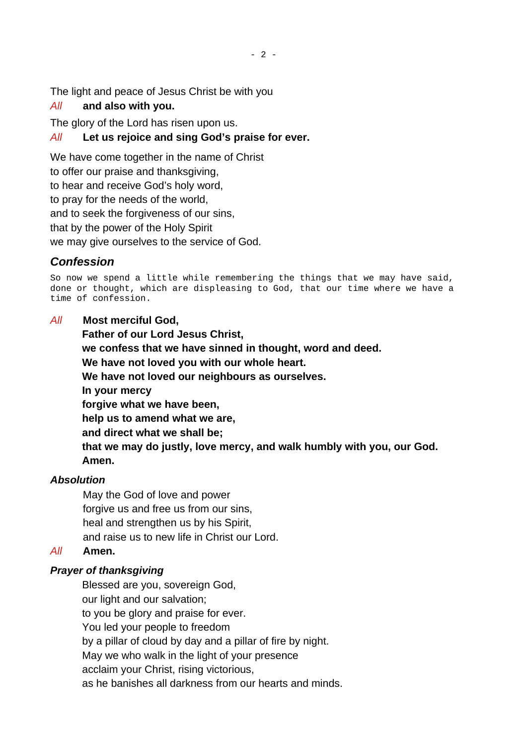The light and peace of Jesus Christ be with you

*All* **and also with you.**

The glory of the Lord has risen upon us.

*All* **Let us rejoice and sing God's praise for ever.**

We have come together in the name of Christ
to offer our praise and thanksgiving,
to hear and receive God's holy word,
to pray for the needs of the world,
and to seek the forgiveness of our sins,
that by the power of the Holy Spirit
we may give ourselves to the service of God.

## *Confession*

```
So now we spend a little while remembering the things that we may have said,
done or thought, which are displeasing to God, that our time where we have a
time of confession.
```

*All* **Most merciful God,**
**Father of our Lord Jesus Christ,**
**we confess that we have sinned in thought, word and deed.**
**We have not loved you with our whole heart.**
**We have not loved our neighbours as ourselves.**
**In your mercy**
**forgive what we have been,**
**help us to amend what we are,**
**and direct what we shall be;**
**that we may do justly, love mercy, and walk humbly with you, our God.**
**Amen.**

### *Absolution*

May the God of love and power
forgive us and free us from our sins,
heal and strengthen us by his Spirit,
and raise us to new life in Christ our Lord.

*All* **Amen.**

### *Prayer of thanksgiving*

Blessed are you, sovereign God,
our light and our salvation;
to you be glory and praise for ever.
You led your people to freedom
by a pillar of cloud by day and a pillar of fire by night.
May we who walk in the light of your presence
acclaim your Christ, rising victorious,
as he banishes all darkness from our hearts and minds.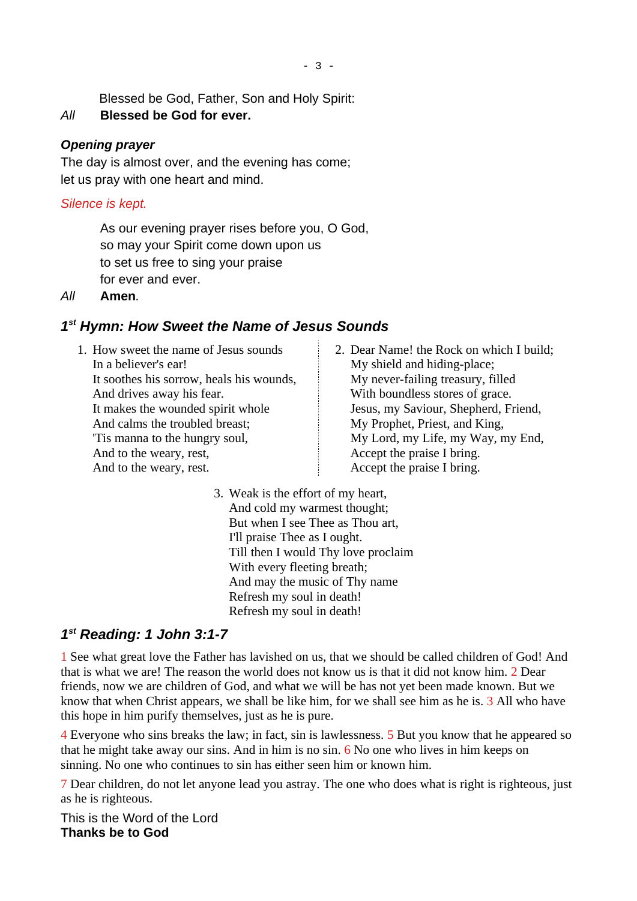Blessed be God, Father, Son and Holy Spirit:

*All* **Blessed be God for ever.**

***Opening prayer***

The day is almost over, and the evening has come;
let us pray with one heart and mind.

*Silence is kept.*

As our evening prayer rises before you, O God,
so may your Spirit come down upon us
to set us free to sing your praise
for ever and ever.

*All* **Amen**.

## *1st Hymn: How Sweet the Name of Jesus Sounds*

1. How sweet the name of Jesus sounds
   In a believer's ear!
   It soothes his sorrow, heals his wounds,
   And drives away his fear.
   It makes the wounded spirit whole
   And calms the troubled breast;
   'Tis manna to the hungry soul,
   And to the weary, rest,
   And to the weary, rest.

2. Dear Name! the Rock on which I build;
   My shield and hiding-place;
   My never-failing treasury, filled
   With boundless stores of grace.
   Jesus, my Saviour, Shepherd, Friend,
   My Prophet, Priest, and King,
   My Lord, my Life, my Way, my End,
   Accept the praise I bring.
   Accept the praise I bring.

3. Weak is the effort of my heart,
   And cold my warmest thought;
   But when I see Thee as Thou art,
   I'll praise Thee as I ought.
   Till then I would Thy love proclaim
   With every fleeting breath;
   And may the music of Thy name
   Refresh my soul in death!
   Refresh my soul in death!

## *1st Reading: 1 John 3:1-7*

1 See what great love the Father has lavished on us, that we should be called children of God! And that is what we are! The reason the world does not know us is that it did not know him. 2 Dear friends, now we are children of God, and what we will be has not yet been made known. But we know that when Christ appears, we shall be like him, for we shall see him as he is. 3 All who have this hope in him purify themselves, just as he is pure.

4 Everyone who sins breaks the law; in fact, sin is lawlessness. 5 But you know that he appeared so that he might take away our sins. And in him is no sin. 6 No one who lives in him keeps on sinning. No one who continues to sin has either seen him or known him.

7 Dear children, do not let anyone lead you astray. The one who does what is right is righteous, just as he is righteous.

This is the Word of the Lord
**Thanks be to God**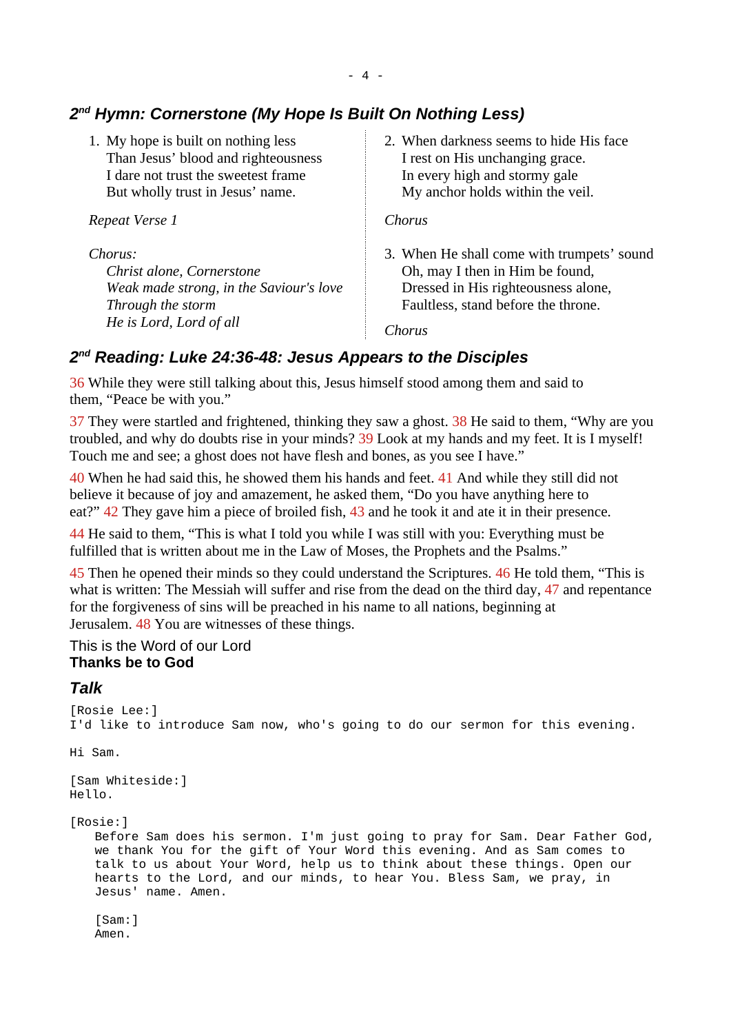## 2nd Hymn: Cornerstone (My Hope Is Built On Nothing Less)

1. My hope is built on nothing less
   Than Jesus' blood and righteousness
   I dare not trust the sweetest frame
   But wholly trust in Jesus' name.

*Repeat Verse 1*

*Chorus:*
*Christ alone, Cornerstone*
*Weak made strong, in the Saviour's love*
*Through the storm*
*He is Lord, Lord of all*

2. When darkness seems to hide His face
   I rest on His unchanging grace.
   In every high and stormy gale
   My anchor holds within the veil.

*Chorus*

3. When He shall come with trumpets' sound
   Oh, may I then in Him be found,
   Dressed in His righteousness alone,
   Faultless, stand before the throne.

*Chorus*

## 2nd Reading: Luke 24:36-48: Jesus Appears to the Disciples

36 While they were still talking about this, Jesus himself stood among them and said to them, "Peace be with you."

37 They were startled and frightened, thinking they saw a ghost. 38 He said to them, "Why are you troubled, and why do doubts rise in your minds? 39 Look at my hands and my feet. It is I myself! Touch me and see; a ghost does not have flesh and bones, as you see I have."

40 When he had said this, he showed them his hands and feet. 41 And while they still did not believe it because of joy and amazement, he asked them, "Do you have anything here to eat?" 42 They gave him a piece of broiled fish, 43 and he took it and ate it in their presence.

44 He said to them, "This is what I told you while I was still with you: Everything must be fulfilled that is written about me in the Law of Moses, the Prophets and the Psalms."

45 Then he opened their minds so they could understand the Scriptures. 46 He told them, "This is what is written: The Messiah will suffer and rise from the dead on the third day, 47 and repentance for the forgiveness of sins will be preached in his name to all nations, beginning at Jerusalem. 48 You are witnesses of these things.

This is the Word of our Lord
**Thanks be to God**

## Talk

```
[Rosie Lee:]
I'd like to introduce Sam now, who's going to do our sermon for this evening.

Hi Sam.

[Sam Whiteside:]
Hello.

[Rosie:]
    Before Sam does his sermon. I'm just going to pray for Sam. Dear Father God,
    we thank You for the gift of Your Word this evening. And as Sam comes to
    talk to us about Your Word, help us to think about these things. Open our
    hearts to the Lord, and our minds, to hear You. Bless Sam, we pray, in
    Jesus' name. Amen.

    [Sam:]
    Amen.
```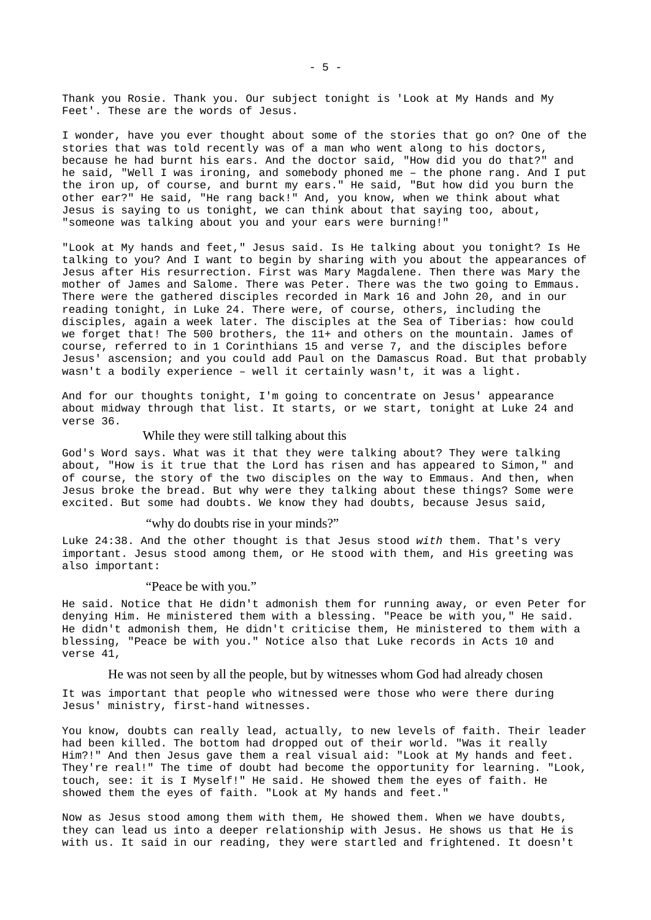Thank you Rosie. Thank you. Our subject tonight is 'Look at My Hands and My Feet'. These are the words of Jesus.

I wonder, have you ever thought about some of the stories that go on? One of the stories that was told recently was of a man who went along to his doctors, because he had burnt his ears. And the doctor said, "How did you do that?" and he said, "Well I was ironing, and somebody phoned me – the phone rang. And I put the iron up, of course, and burnt my ears." He said, "But how did you burn the other ear?" He said, "He rang back!" And, you know, when we think about what Jesus is saying to us tonight, we can think about that saying too, about, "someone was talking about you and your ears were burning!"

"Look at My hands and feet," Jesus said. Is He talking about you tonight? Is He talking to you? And I want to begin by sharing with you about the appearances of Jesus after His resurrection. First was Mary Magdalene. Then there was Mary the mother of James and Salome. There was Peter. There was the two going to Emmaus. There were the gathered disciples recorded in Mark 16 and John 20, and in our reading tonight, in Luke 24. There were, of course, others, including the disciples, again a week later. The disciples at the Sea of Tiberias: how could we forget that! The 500 brothers, the 11+ and others on the mountain. James of course, referred to in 1 Corinthians 15 and verse 7, and the disciples before Jesus' ascension; and you could add Paul on the Damascus Road. But that probably wasn't a bodily experience – well it certainly wasn't, it was a light.

And for our thoughts tonight, I'm going to concentrate on Jesus' appearance about midway through that list. It starts, or we start, tonight at Luke 24 and verse 36.

> While they were still talking about this

God's Word says. What was it that they were talking about? They were talking about, "How is it true that the Lord has risen and has appeared to Simon," and of course, the story of the two disciples on the way to Emmaus. And then, when Jesus broke the bread. But why were they talking about these things? Some were excited. But some had doubts. We know they had doubts, because Jesus said,

> "why do doubts rise in your minds?"

Luke 24:38. And the other thought is that Jesus stood *with* them. That's very important. Jesus stood among them, or He stood with them, and His greeting was also important:

> "Peace be with you."

He said. Notice that He didn't admonish them for running away, or even Peter for denying Him. He ministered them with a blessing. "Peace be with you," He said. He didn't admonish them, He didn't criticise them, He ministered to them with a blessing, "Peace be with you." Notice also that Luke records in Acts 10 and verse 41,

> He was not seen by all the people, but by witnesses whom God had already chosen

It was important that people who witnessed were those who were there during Jesus' ministry, first-hand witnesses.

You know, doubts can really lead, actually, to new levels of faith. Their leader had been killed. The bottom had dropped out of their world. "Was it really Him?!" And then Jesus gave them a real visual aid: "Look at My hands and feet. They're real!" The time of doubt had become the opportunity for learning. "Look, touch, see: it is I Myself!" He said. He showed them the eyes of faith. He showed them the eyes of faith. "Look at My hands and feet."

Now as Jesus stood among them with them, He showed them. When we have doubts, they can lead us into a deeper relationship with Jesus. He shows us that He is with us. It said in our reading, they were startled and frightened. It doesn't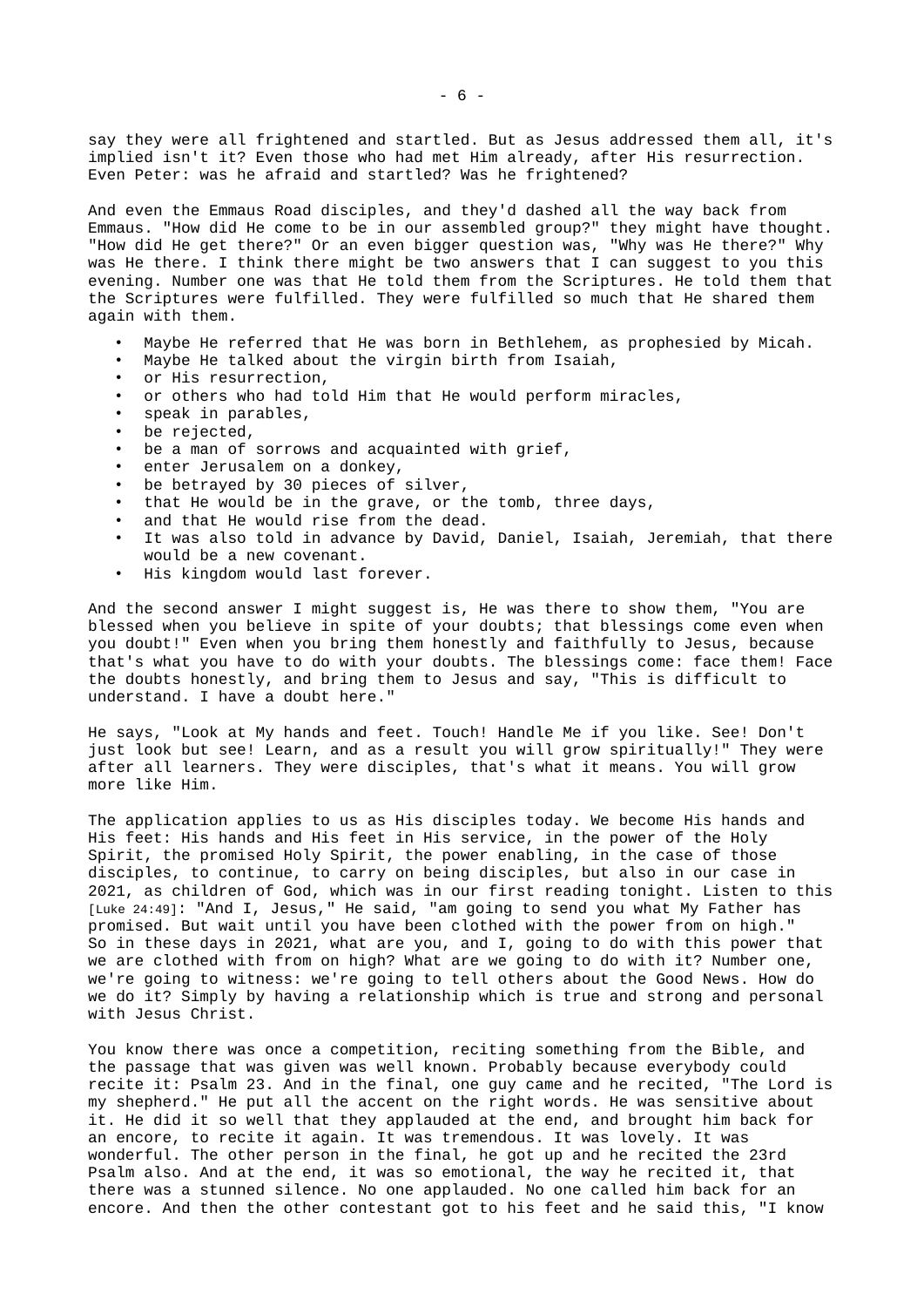say they were all frightened and startled. But as Jesus addressed them all, it's implied isn't it? Even those who had met Him already, after His resurrection. Even Peter: was he afraid and startled? Was he frightened?

And even the Emmaus Road disciples, and they'd dashed all the way back from Emmaus. "How did He come to be in our assembled group?" they might have thought. "How did He get there?" Or an even bigger question was, "Why was He there?" Why was He there. I think there might be two answers that I can suggest to you this evening. Number one was that He told them from the Scriptures. He told them that the Scriptures were fulfilled. They were fulfilled so much that He shared them again with them.

- Maybe He referred that He was born in Bethlehem, as prophesied by Micah.
- Maybe He talked about the virgin birth from Isaiah,
- or His resurrection,
- or others who had told Him that He would perform miracles,
- speak in parables,
- be rejected,
- be a man of sorrows and acquainted with grief,
- enter Jerusalem on a donkey,
- be betrayed by 30 pieces of silver,
- that He would be in the grave, or the tomb, three days,
- and that He would rise from the dead.
- It was also told in advance by David, Daniel, Isaiah, Jeremiah, that there would be a new covenant.
- His kingdom would last forever.

And the second answer I might suggest is, He was there to show them, "You are blessed when you believe in spite of your doubts; that blessings come even when you doubt!" Even when you bring them honestly and faithfully to Jesus, because that's what you have to do with your doubts. The blessings come: face them! Face the doubts honestly, and bring them to Jesus and say, "This is difficult to understand. I have a doubt here."

He says, "Look at My hands and feet. Touch! Handle Me if you like. See! Don't just look but see! Learn, and as a result you will grow spiritually!" They were after all learners. They were disciples, that's what it means. You will grow more like Him.

The application applies to us as His disciples today. We become His hands and His feet: His hands and His feet in His service, in the power of the Holy Spirit, the promised Holy Spirit, the power enabling, in the case of those disciples, to continue, to carry on being disciples, but also in our case in 2021, as children of God, which was in our first reading tonight. Listen to this [Luke 24:49]: "And I, Jesus," He said, "am going to send you what My Father has promised. But wait until you have been clothed with the power from on high." So in these days in 2021, what are you, and I, going to do with this power that we are clothed with from on high? What are we going to do with it? Number one, we're going to witness: we're going to tell others about the Good News. How do we do it? Simply by having a relationship which is true and strong and personal with Jesus Christ.

You know there was once a competition, reciting something from the Bible, and the passage that was given was well known. Probably because everybody could recite it: Psalm 23. And in the final, one guy came and he recited, "The Lord is my shepherd." He put all the accent on the right words. He was sensitive about it. He did it so well that they applauded at the end, and brought him back for an encore, to recite it again. It was tremendous. It was lovely. It was wonderful. The other person in the final, he got up and he recited the 23rd Psalm also. And at the end, it was so emotional, the way he recited it, that there was a stunned silence. No one applauded. No one called him back for an encore. And then the other contestant got to his feet and he said this, "I know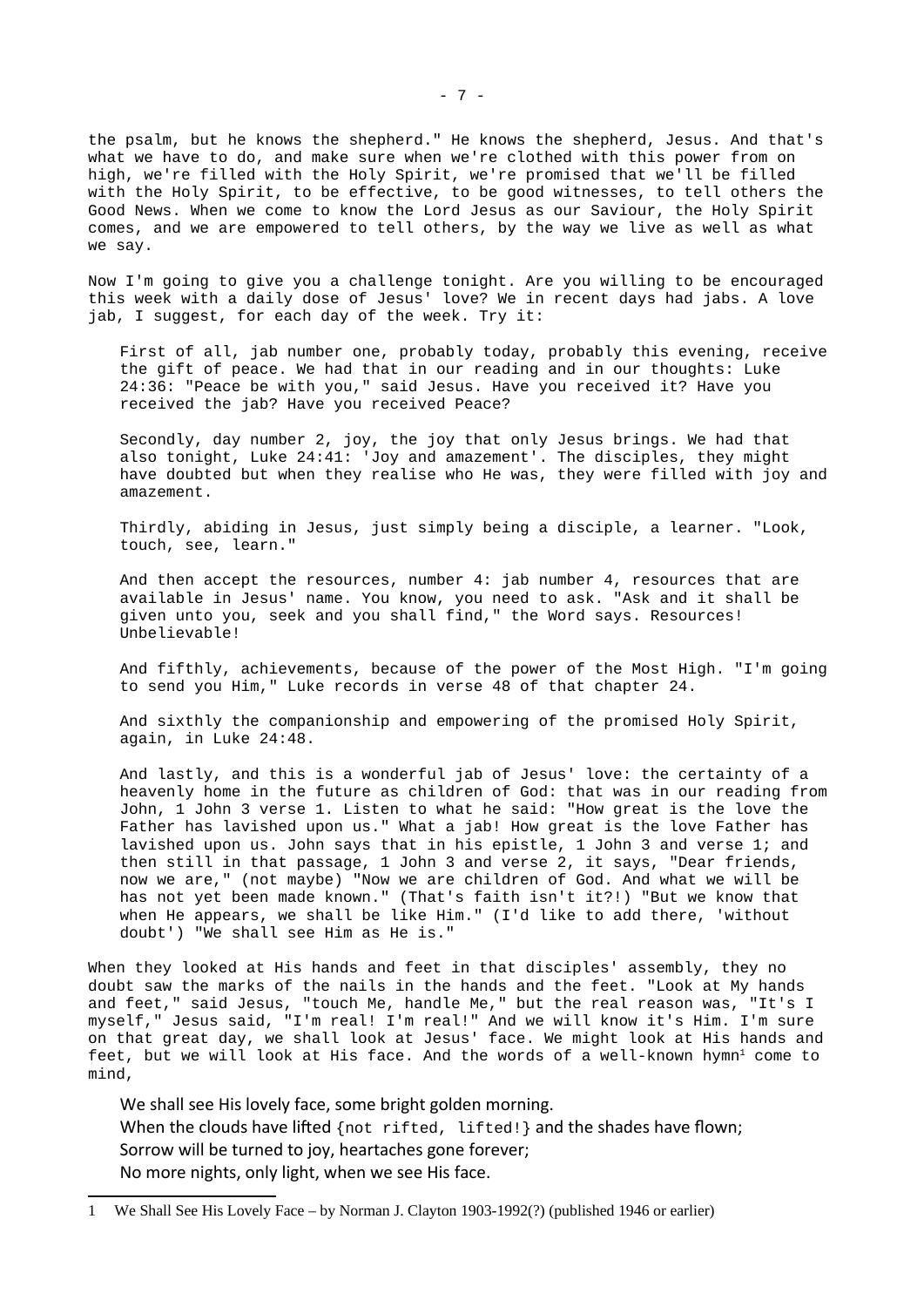the psalm, but he knows the shepherd." He knows the shepherd, Jesus. And that's what we have to do, and make sure when we're clothed with this power from on high, we're filled with the Holy Spirit, we're promised that we'll be filled with the Holy Spirit, to be effective, to be good witnesses, to tell others the Good News. When we come to know the Lord Jesus as our Saviour, the Holy Spirit comes, and we are empowered to tell others, by the way we live as well as what we say.

Now I'm going to give you a challenge tonight. Are you willing to be encouraged this week with a daily dose of Jesus' love? We in recent days had jabs. A love jab, I suggest, for each day of the week. Try it:

> First of all, jab number one, probably today, probably this evening, receive the gift of peace. We had that in our reading and in our thoughts: Luke 24:36: "Peace be with you," said Jesus. Have you received it? Have you received the jab? Have you received Peace?
>
> Secondly, day number 2, joy, the joy that only Jesus brings. We had that also tonight, Luke 24:41: 'Joy and amazement'. The disciples, they might have doubted but when they realise who He was, they were filled with joy and amazement.
>
> Thirdly, abiding in Jesus, just simply being a disciple, a learner. "Look, touch, see, learn."
>
> And then accept the resources, number 4: jab number 4, resources that are available in Jesus' name. You know, you need to ask. "Ask and it shall be given unto you, seek and you shall find," the Word says. Resources! Unbelievable!
>
> And fifthly, achievements, because of the power of the Most High. "I'm going to send you Him," Luke records in verse 48 of that chapter 24.
>
> And sixthly the companionship and empowering of the promised Holy Spirit, again, in Luke 24:48.
>
> And lastly, and this is a wonderful jab of Jesus' love: the certainty of a heavenly home in the future as children of God: that was in our reading from John, 1 John 3 verse 1. Listen to what he said: "How great is the love the Father has lavished upon us." What a jab! How great is the love Father has lavished upon us. John says that in his epistle, 1 John 3 and verse 1; and then still in that passage, 1 John 3 and verse 2, it says, "Dear friends, now we are," (not maybe) "Now we are children of God. And what we will be has not yet been made known." (That's faith isn't it?!) "But we know that when He appears, we shall be like Him." (I'd like to add there, 'without doubt') "We shall see Him as He is."

When they looked at His hands and feet in that disciples' assembly, they no doubt saw the marks of the nails in the hands and the feet. "Look at My hands and feet," said Jesus, "touch Me, handle Me," but the real reason was, "It's I myself," Jesus said, "I'm real! I'm real!" And we will know it's Him. I'm sure on that great day, we shall look at Jesus' face. We might look at His hands and feet, but we will look at His face. And the words of a well-known hymn[1] come to mind,

> We shall see His lovely face, some bright golden morning.
> When the clouds have lifted {not rifted, lifted!} and the shades have flown;
> Sorrow will be turned to joy, heartaches gone forever;
> No more nights, only light, when we see His face.

---

1 We Shall See His Lovely Face – by Norman J. Clayton 1903-1992(?) (published 1946 or earlier)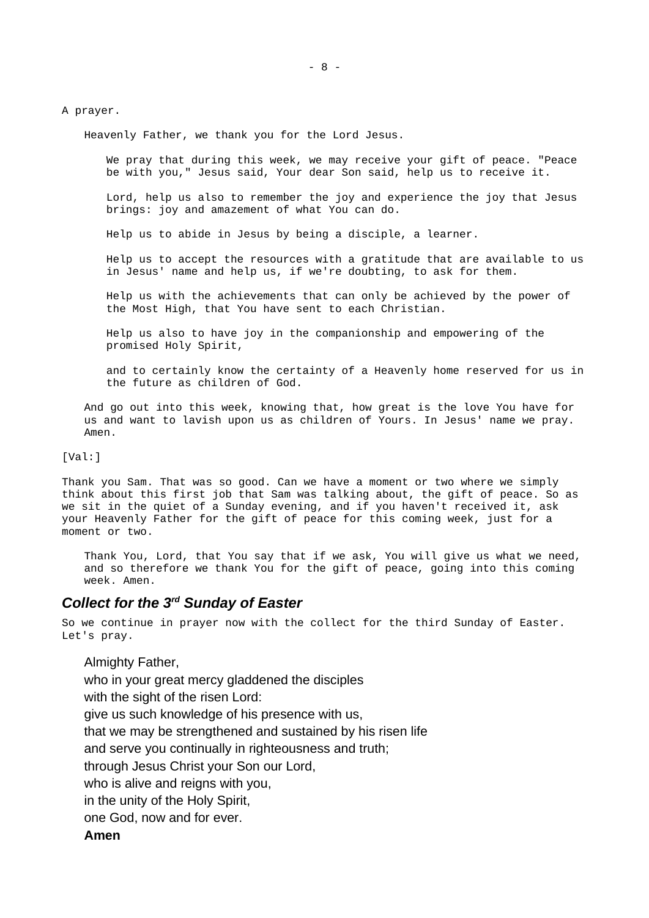A prayer.

Heavenly Father, we thank you for the Lord Jesus.

We pray that during this week, we may receive your gift of peace. "Peace be with you," Jesus said, Your dear Son said, help us to receive it.

Lord, help us also to remember the joy and experience the joy that Jesus brings: joy and amazement of what You can do.

Help us to abide in Jesus by being a disciple, a learner.

Help us to accept the resources with a gratitude that are available to us in Jesus' name and help us, if we're doubting, to ask for them.

Help us with the achievements that can only be achieved by the power of the Most High, that You have sent to each Christian.

Help us also to have joy in the companionship and empowering of the promised Holy Spirit,

and to certainly know the certainty of a Heavenly home reserved for us in the future as children of God.

And go out into this week, knowing that, how great is the love You have for us and want to lavish upon us as children of Yours. In Jesus' name we pray. Amen.

[Val:]

Thank you Sam. That was so good. Can we have a moment or two where we simply think about this first job that Sam was talking about, the gift of peace. So as we sit in the quiet of a Sunday evening, and if you haven't received it, ask your Heavenly Father for the gift of peace for this coming week, just for a moment or two.

Thank You, Lord, that You say that if we ask, You will give us what we need, and so therefore we thank You for the gift of peace, going into this coming week. Amen.

### *Collect for the 3rd Sunday of Easter*

So we continue in prayer now with the collect for the third Sunday of Easter. Let's pray.

Almighty Father,  
who in your great mercy gladdened the disciples  
with the sight of the risen Lord:  
give us such knowledge of his presence with us,  
that we may be strengthened and sustained by his risen life  
and serve you continually in righteousness and truth;  
through Jesus Christ your Son our Lord,  
who is alive and reigns with you,  
in the unity of the Holy Spirit,  
one God, now and for ever.  
**Amen**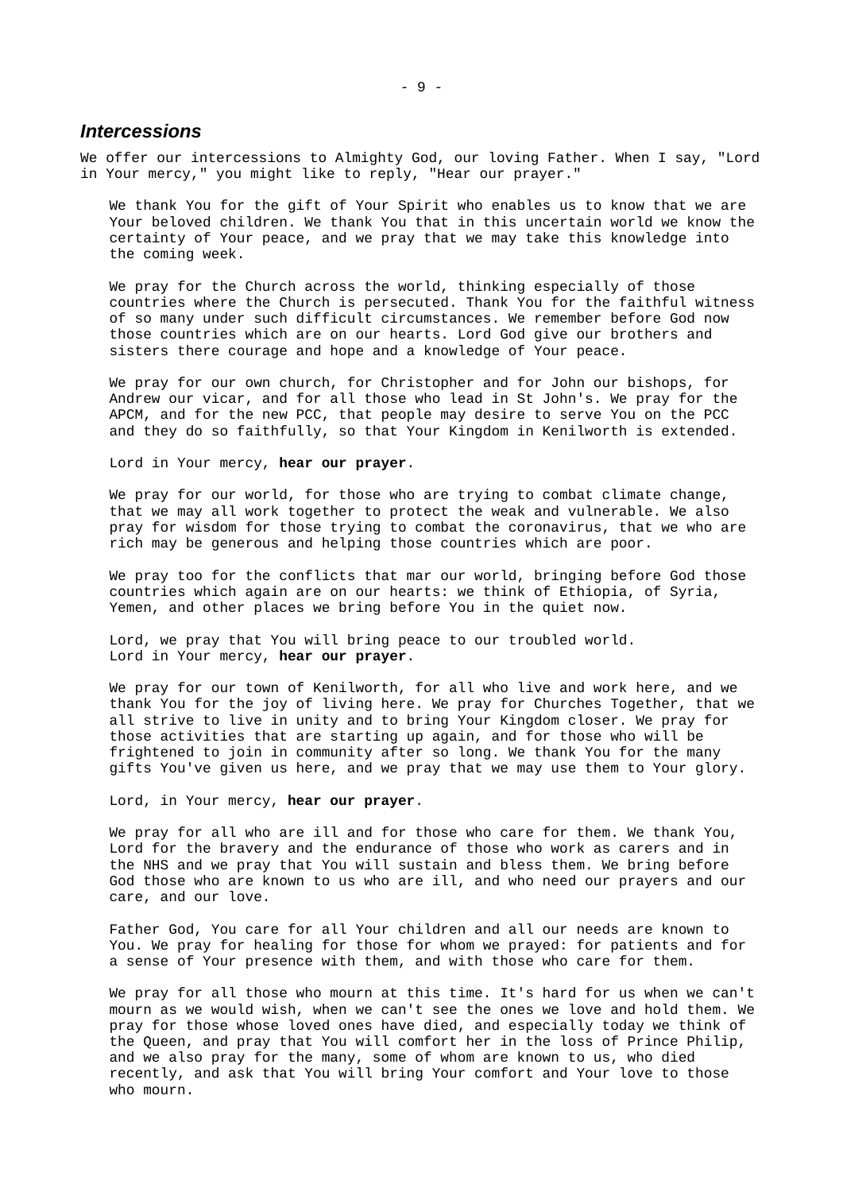## *Intercessions*

We offer our intercessions to Almighty God, our loving Father. When I say, "Lord in Your mercy," you might like to reply, "Hear our prayer."

We thank You for the gift of Your Spirit who enables us to know that we are Your beloved children. We thank You that in this uncertain world we know the certainty of Your peace, and we pray that we may take this knowledge into the coming week.

We pray for the Church across the world, thinking especially of those countries where the Church is persecuted. Thank You for the faithful witness of so many under such difficult circumstances. We remember before God now those countries which are on our hearts. Lord God give our brothers and sisters there courage and hope and a knowledge of Your peace.

We pray for our own church, for Christopher and for John our bishops, for Andrew our vicar, and for all those who lead in St John's. We pray for the APCM, and for the new PCC, that people may desire to serve You on the PCC and they do so faithfully, so that Your Kingdom in Kenilworth is extended.

Lord in Your mercy, **hear our prayer**.

We pray for our world, for those who are trying to combat climate change, that we may all work together to protect the weak and vulnerable. We also pray for wisdom for those trying to combat the coronavirus, that we who are rich may be generous and helping those countries which are poor.

We pray too for the conflicts that mar our world, bringing before God those countries which again are on our hearts: we think of Ethiopia, of Syria, Yemen, and other places we bring before You in the quiet now.

Lord, we pray that You will bring peace to our troubled world.
Lord in Your mercy, **hear our prayer**.

We pray for our town of Kenilworth, for all who live and work here, and we thank You for the joy of living here. We pray for Churches Together, that we all strive to live in unity and to bring Your Kingdom closer. We pray for those activities that are starting up again, and for those who will be frightened to join in community after so long. We thank You for the many gifts You've given us here, and we pray that we may use them to Your glory.

Lord, in Your mercy, **hear our prayer**.

We pray for all who are ill and for those who care for them. We thank You, Lord for the bravery and the endurance of those who work as carers and in the NHS and we pray that You will sustain and bless them. We bring before God those who are known to us who are ill, and who need our prayers and our care, and our love.

Father God, You care for all Your children and all our needs are known to You. We pray for healing for those for whom we prayed: for patients and for a sense of Your presence with them, and with those who care for them.

We pray for all those who mourn at this time. It's hard for us when we can't mourn as we would wish, when we can't see the ones we love and hold them. We pray for those whose loved ones have died, and especially today we think of the Queen, and pray that You will comfort her in the loss of Prince Philip, and we also pray for the many, some of whom are known to us, who died recently, and ask that You will bring Your comfort and Your love to those who mourn.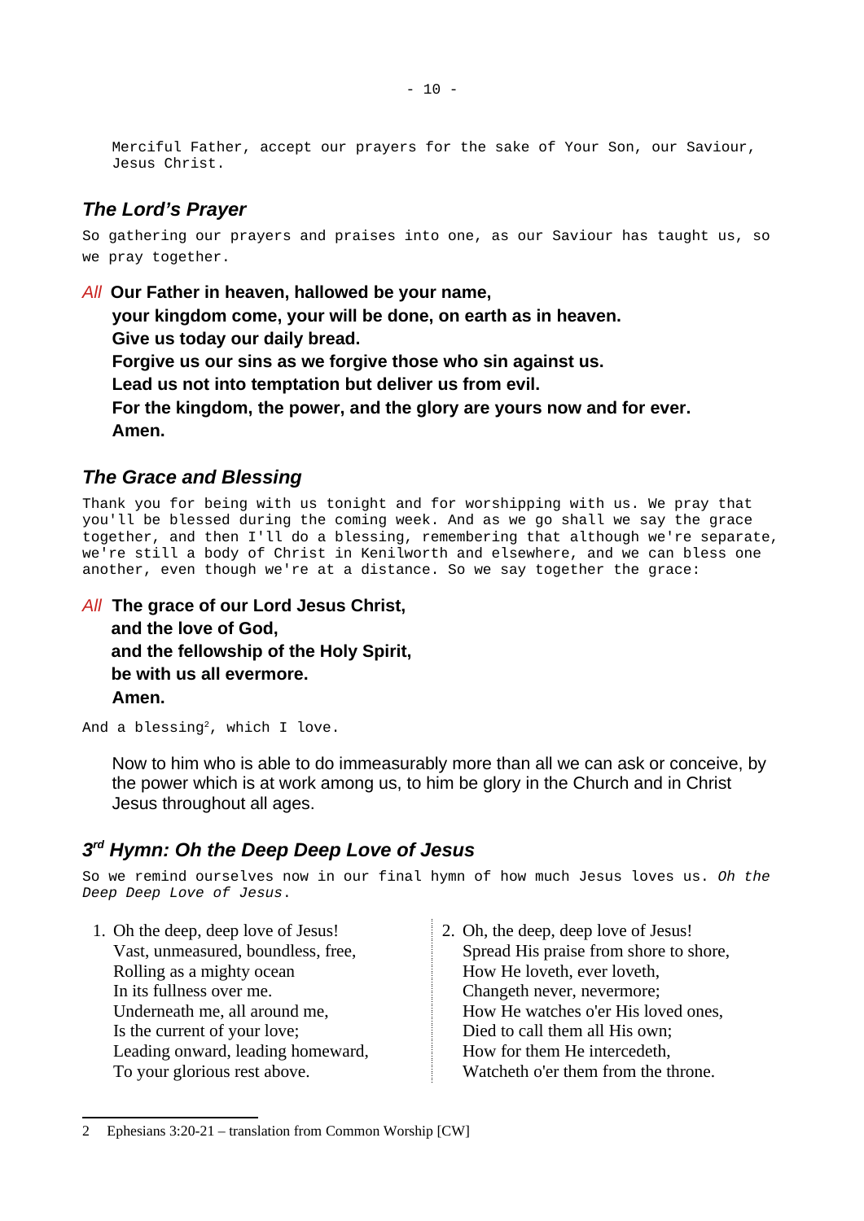Merciful Father, accept our prayers for the sake of Your Son, our Saviour, Jesus Christ.

### *The Lord's Prayer*

So gathering our prayers and praises into one, as our Saviour has taught us, so we pray together.

*All* **Our Father in heaven, hallowed be your name,**
**your kingdom come, your will be done, on earth as in heaven.**
**Give us today our daily bread.**
**Forgive us our sins as we forgive those who sin against us.**
**Lead us not into temptation but deliver us from evil.**
**For the kingdom, the power, and the glory are yours now and for ever.**
**Amen.**

### *The Grace and Blessing*

Thank you for being with us tonight and for worshipping with us. We pray that you'll be blessed during the coming week. And as we go shall we say the grace together, and then I'll do a blessing, remembering that although we're separate, we're still a body of Christ in Kenilworth and elsewhere, and we can bless one another, even though we're at a distance. So we say together the grace:

*All* **The grace of our Lord Jesus Christ,**
**and the love of God,**
**and the fellowship of the Holy Spirit,**
**be with us all evermore.**
**Amen.**

And a blessing[2], which I love.

Now to him who is able to do immeasurably more than all we can ask or conceive, by the power which is at work among us, to him be glory in the Church and in Christ Jesus throughout all ages.

### *3rd Hymn: Oh the Deep Deep Love of Jesus*

So we remind ourselves now in our final hymn of how much Jesus loves us. *Oh the Deep Deep Love of Jesus*.

1. Oh the deep, deep love of Jesus!
   Vast, unmeasured, boundless, free,
   Rolling as a mighty ocean
   In its fullness over me.
   Underneath me, all around me,
   Is the current of your love;
   Leading onward, leading homeward,
   To your glorious rest above.

2. Oh, the deep, deep love of Jesus!
   Spread His praise from shore to shore,
   How He loveth, ever loveth,
   Changeth never, nevermore;
   How He watches o'er His loved ones,
   Died to call them all His own;
   How for them He intercedeth,
   Watcheth o'er them from the throne.

---

2 Ephesians 3:20-21 – translation from Common Worship [CW]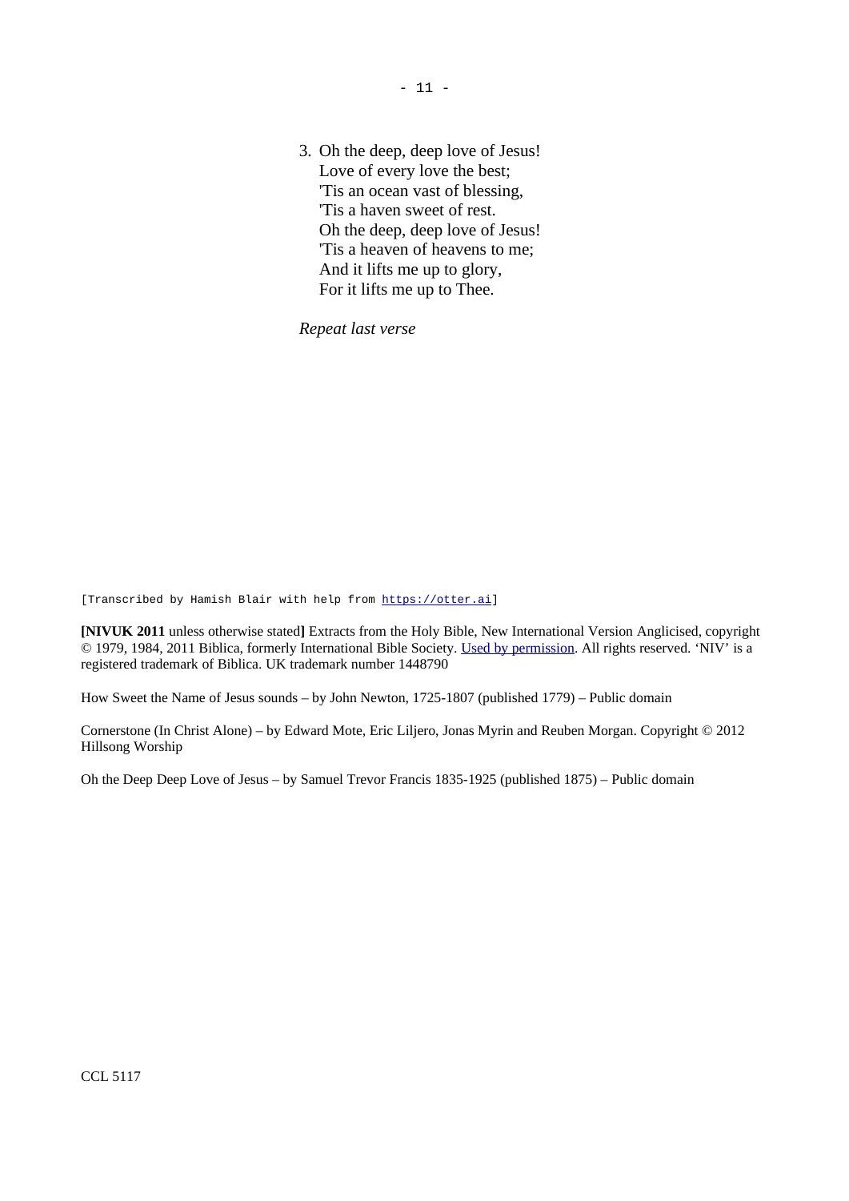3. Oh the deep, deep love of Jesus!
   Love of every love the best;
   'Tis an ocean vast of blessing,
   'Tis a haven sweet of rest.
   Oh the deep, deep love of Jesus!
   'Tis a heaven of heavens to me;
   And it lifts me up to glory,
   For it lifts me up to Thee.

*Repeat last verse*

[Transcribed by Hamish Blair with help from https://otter.ai]

**[NIVUK 2011** unless otherwise stated**]** Extracts from the Holy Bible, New International Version Anglicised, copyright © 1979, 1984, 2011 Biblica, formerly International Bible Society. Used by permission. All rights reserved. 'NIV' is a registered trademark of Biblica. UK trademark number 1448790

How Sweet the Name of Jesus sounds – by John Newton, 1725-1807 (published 1779) – Public domain

Cornerstone (In Christ Alone) – by Edward Mote, Eric Liljero, Jonas Myrin and Reuben Morgan. Copyright © 2012 Hillsong Worship

Oh the Deep Deep Love of Jesus – by Samuel Trevor Francis 1835-1925 (published 1875) – Public domain

CCL 5117